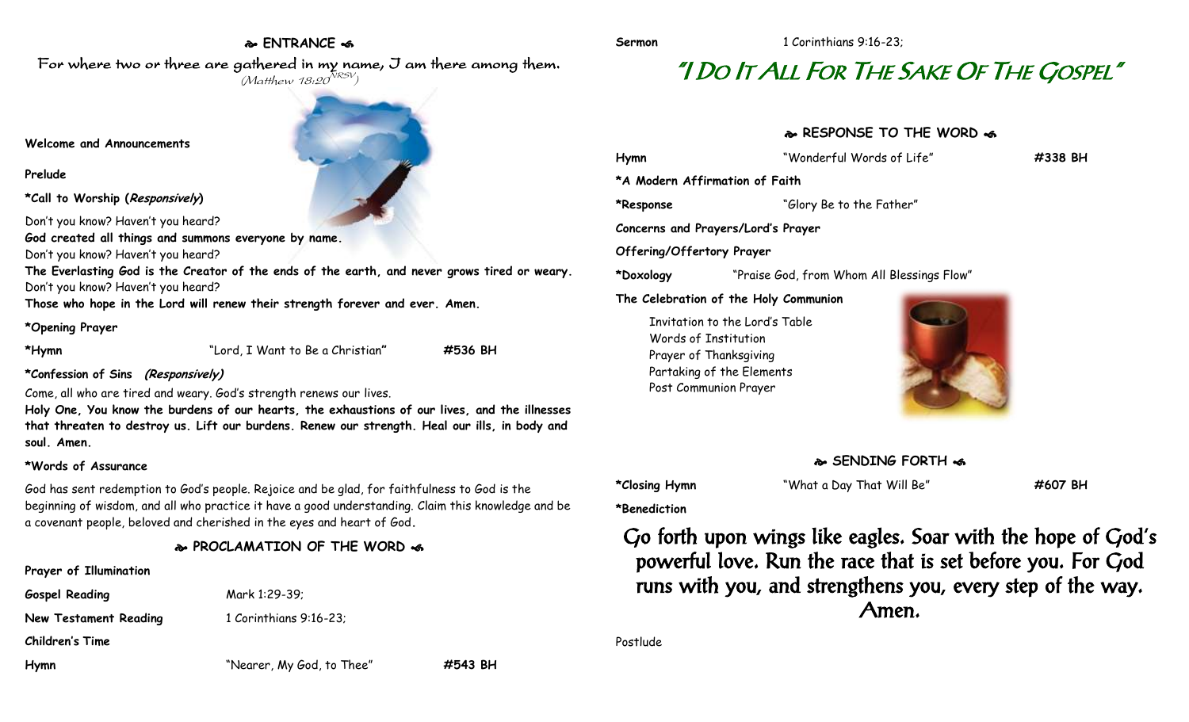## ENTRANCE

*For where two or three are gathered in my name, I am there among them.*
*(Matthew 18:20 NRSV)*

**Welcome and Announcements**

**Prelude**

**\*Call to Worship (*Responsively*)**

Don't you know? Haven't you heard?

**God created all things and summons everyone by name.**

Don't you know? Haven't you heard?

**The Everlasting God is the Creator of the ends of the earth, and never grows tired or weary.**

Don't you know? Haven't you heard?

**Those who hope in the Lord will renew their strength forever and ever. Amen.**

**\*Opening Prayer**

**\*Hymn** "Lord, I Want to Be a Christian" **#536 BH**

**\*Confession of Sins (*Responsively*)**

Come, all who are tired and weary. God's strength renews our lives.

**Holy One, You know the burdens of our hearts, the exhaustions of our lives, and the illnesses that threaten to destroy us. Lift our burdens. Renew our strength. Heal our ills, in body and soul. Amen.**

**\*Words of Assurance**

God has sent redemption to God's people. Rejoice and be glad, for faithfulness to God is the beginning of wisdom, and all who practice it have a good understanding. Claim this knowledge and be a covenant people, beloved and cherished in the eyes and heart of God.

## PROCLAMATION OF THE WORD

**Prayer of Illumination**

**Gospel Reading** Mark 1:29-39;

**New Testament Reading** 1 Corinthians 9:16-23;

**Children's Time**

**Hymn** "Nearer, My God, to Thee" **#543 BH**

**Sermon** 1 Corinthians 9:16-23;

# "I Do It All For The Sake Of The Gospel"

## RESPONSE TO THE WORD

**Hymn** "Wonderful Words of Life" **#338 BH**

**\*A Modern Affirmation of Faith**

**\*Response** "Glory Be to the Father"

**Concerns and Prayers/Lord's Prayer**

**Offering/Offertory Prayer**

**\*Doxology** "Praise God, from Whom All Blessings Flow"

**The Celebration of the Holy Communion**

- Invitation to the Lord's Table
- Words of Institution
- Prayer of Thanksgiving
- Partaking of the Elements
- Post Communion Prayer

## SENDING FORTH

**\*Closing Hymn** "What a Day That Will Be" **#607 BH**

**\*Benediction**

Go forth upon wings like eagles. Soar with the hope of God's powerful love. Run the race that is set before you. For God runs with you, and strengthens you, every step of the way. Amen.

Postlude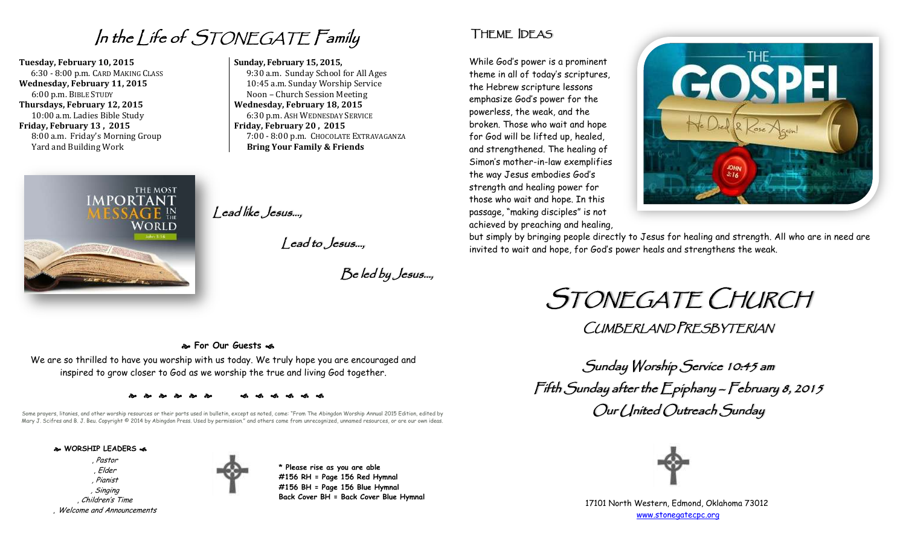# In the Life of STONEGATE Family

**Tuesday, February 10, 2015**
6:30 - 8:00 p.m. CARD MAKING CLASS
**Wednesday, February 11, 2015**
6:00 p.m. BIBLE STUDY
**Thursdays, February 12, 2015**
10:00 a.m. Ladies Bible Study
**Friday, February 13 , 2015**
8:00 a.m. Friday's Morning Group
Yard and Building Work

**Sunday, February 15, 2015,**
9:30 a.m. Sunday School for All Ages
10:45 a.m. Sunday Worship Service
Noon – Church Session Meeting
**Wednesday, February 18, 2015**
6:30 p.m. ASH WEDNESDAY SERVICE
**Friday, February 20 , 2015**
7:00 - 8:00 p.m. CHOCOLATE EXTRAVAGANZA
**Bring Your Family & Friends**

THE MOST IMPORTANT MESSAGE IN THE WORLD
John 3:16

*Lead like Jesus…,*

*Lead to Jesus…,*

*Be led by Jesus…,*

**For Our Guests**

We are so thrilled to have you worship with us today. We truly hope you are encouraged and inspired to grow closer to God as we worship the true and living God together.

Some prayers, litanies, and other worship resources or their parts used in bulletin, except as noted, come: "From The Abingdon Worship Annual 2015 Edition, edited by Mary J. Scifres and B. J. Beu. Copyright © 2014 by Abingdon Press. Used by permission." and others come from unrecognized, unnamed resources, or are our own ideas.

**WORSHIP LEADERS**

, *Pastor*
, *Elder*
, *Pianist*
, *Singing*
, *Children's Time*
, *Welcome and Announcements*

**\* Please rise as you are able**
**#156 RH = Page 156 Red Hymnal**
**#156 BH = Page 156 Blue Hymnal**
**Back Cover BH = Back Cover Blue Hymnal**

## THEME IDEAS

While God's power is a prominent theme in all of today's scriptures, the Hebrew scripture lessons emphasize God's power for the powerless, the weak, and the broken. Those who wait and hope for God will be lifted up, healed, and strengthened. The healing of Simon's mother-in-law exemplifies the way Jesus embodies God's strength and healing power for those who wait and hope. In this passage, "making disciples" is not achieved by preaching and healing, but simply by bringing people directly to Jesus for healing and strength. All who are in need are invited to wait and hope, for God's power heals and strengthens the weak.

THE GOSPEL
He Died & Rose Again!
JOHN 3:16

# STONEGATE CHURCH

## CUMBERLAND PRESBYTERIAN

*Sunday Worship Service 10:45 am*
*Fifth Sunday after the Epiphany – February 8, 2015*
*Our United Outreach Sunday*

17101 North Western, Edmond, Oklahoma 73012
www.stonegatecpc.org